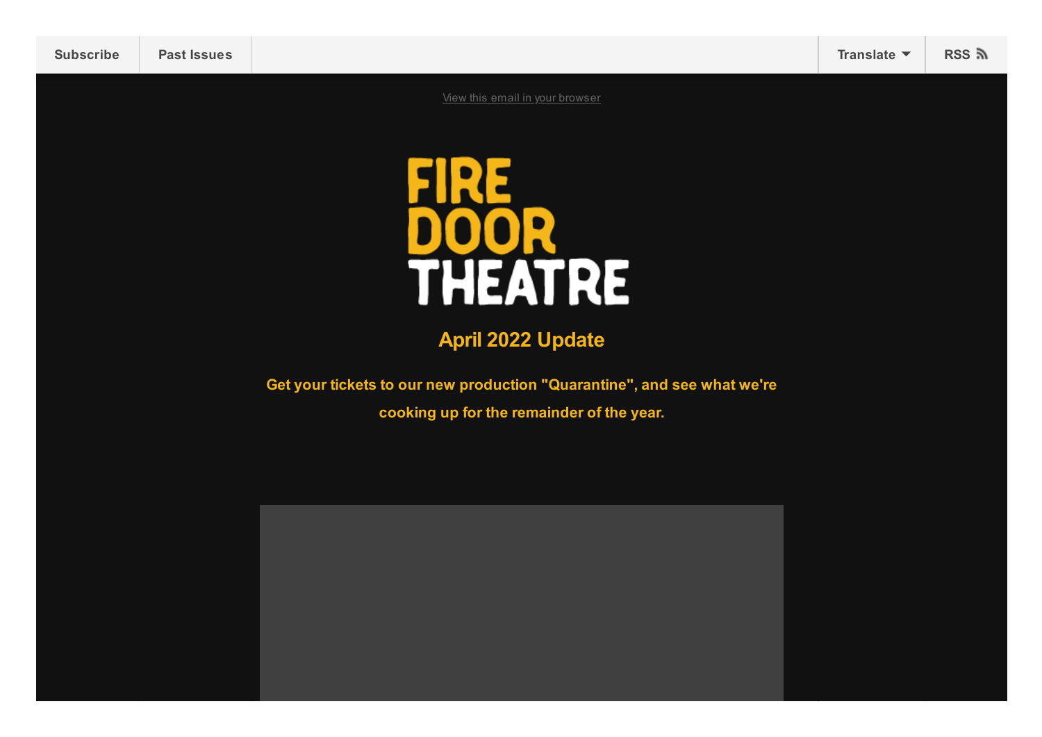Subscribe | Past Issues | Translate | RSS

View this email in your browser

FIRE DOOR THEATRE

## April 2022 Update

**Get your tickets to our new production "Quarantine", and see what we're cooking up for the remainder of the year.**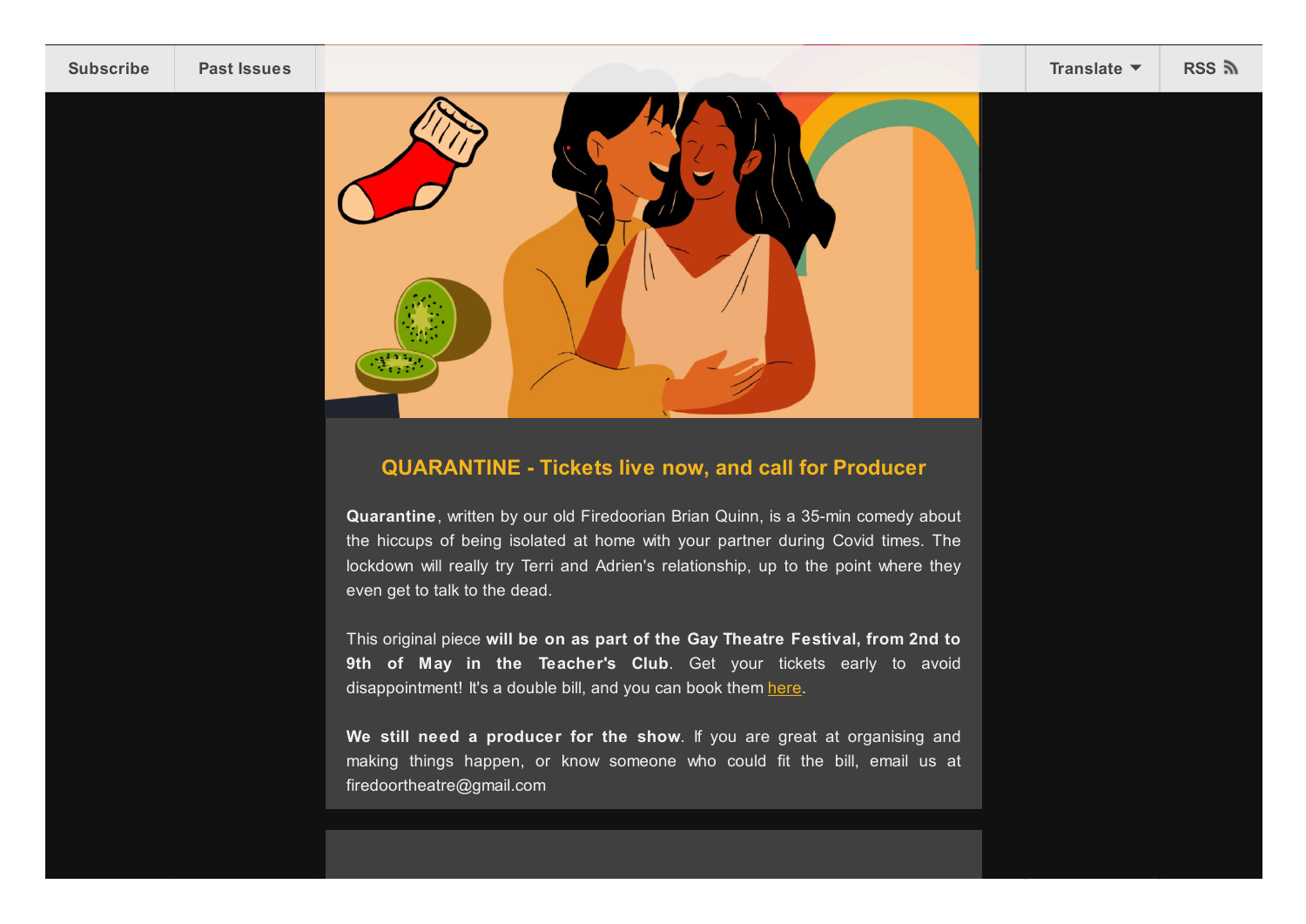## QUARANTINE - Tickets live now, and call for Producer

**Quarantine**, written by our old Firedoorian Brian Quinn, is a 35-min comedy about the hiccups of being isolated at home with your partner during Covid times. The lockdown will really try Terri and Adrien's relationship, up to the point where they even get to talk to the dead.

This original piece **will be on as part of the Gay Theatre Festival, from 2nd to 9th of May in the Teacher's Club**. Get your tickets early to avoid disappointment! It's a double bill, and you can book them here.

**We still need a producer for the show**. If you are great at organising and making things happen, or know someone who could fit the bill, email us at firedoortheatre@gmail.com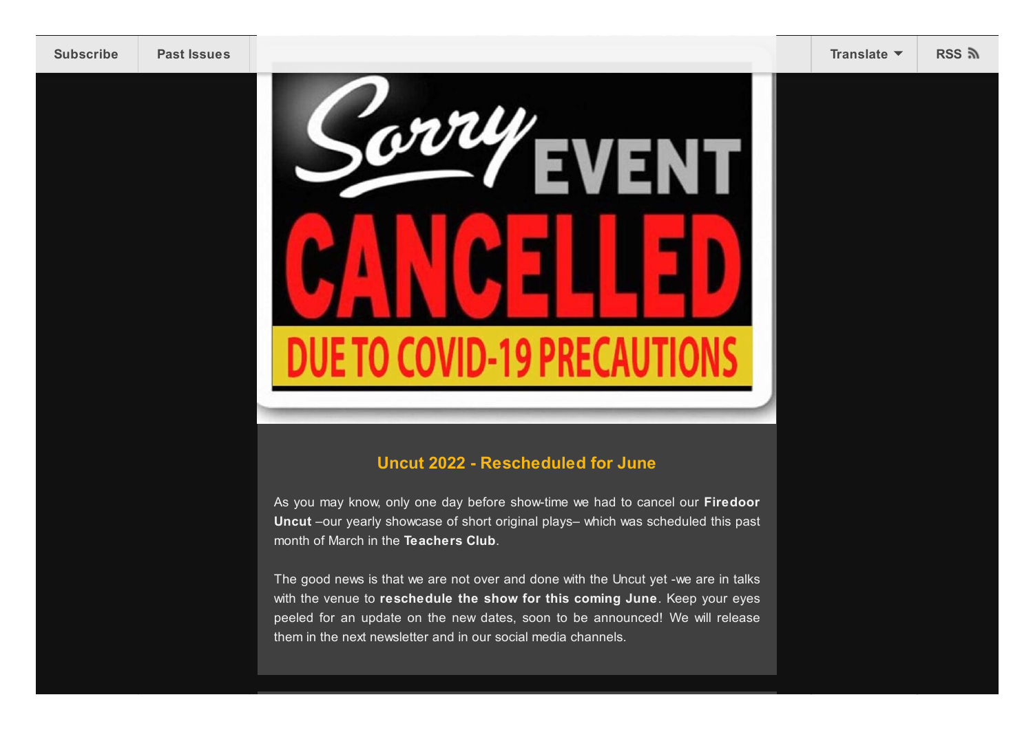Subscribe | Past Issues | Translate | RSS

Sorry EVENT CANCELLED DUE TO COVID-19 PRECAUTIONS

### Uncut 2022 - Rescheduled for June

As you may know, only one day before show-time we had to cancel our **Firedoor Uncut** –our yearly showcase of short original plays– which was scheduled this past month of March in the **Teachers Club**.

The good news is that we are not over and done with the Uncut yet -we are in talks with the venue to **reschedule the show for this coming June**. Keep your eyes peeled for an update on the new dates, soon to be announced! We will release them in the next newsletter and in our social media channels.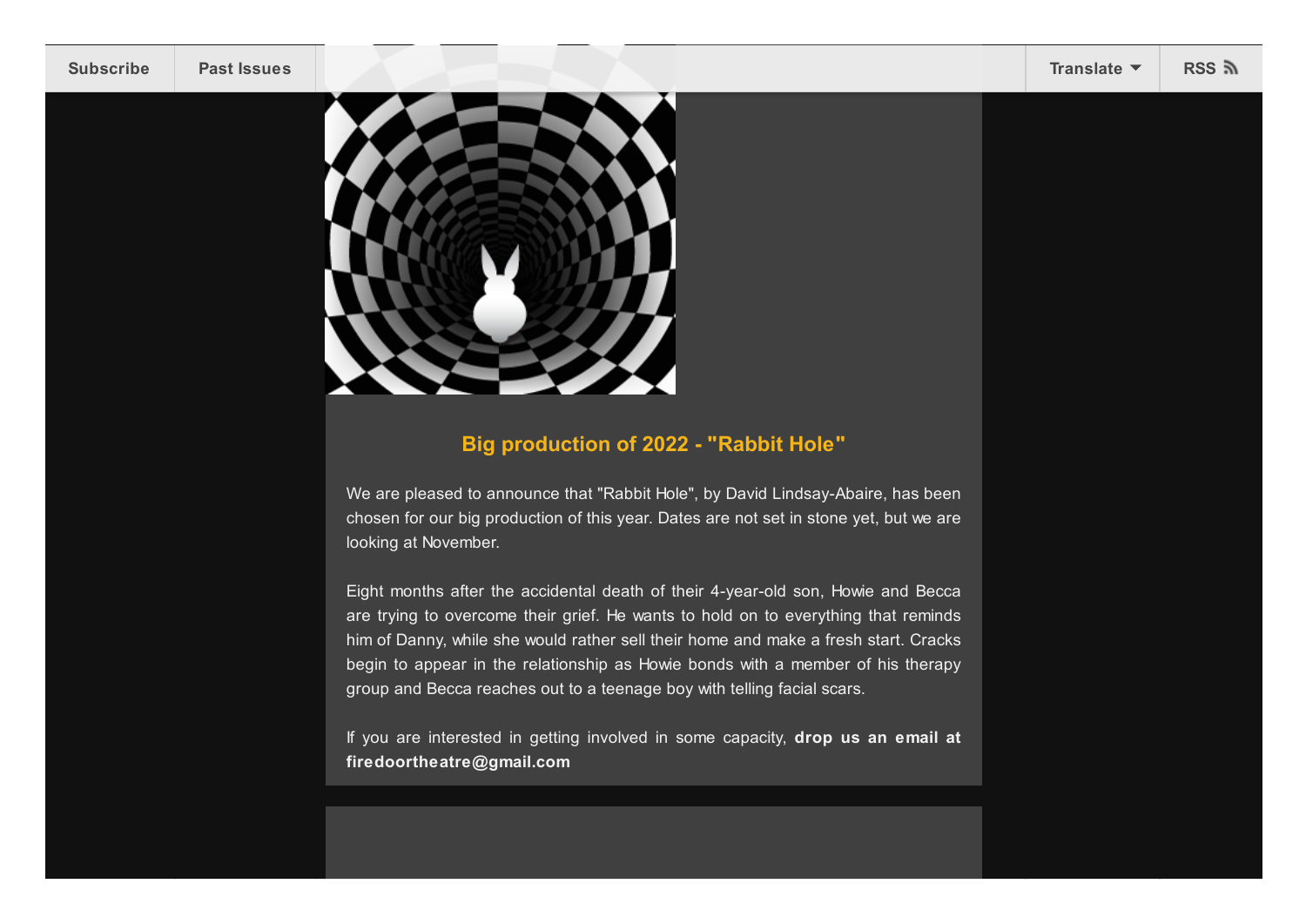## Big production of 2022 - "Rabbit Hole"

We are pleased to announce that "Rabbit Hole", by David Lindsay-Abaire, has been chosen for our big production of this year. Dates are not set in stone yet, but we are looking at November.

Eight months after the accidental death of their 4-year-old son, Howie and Becca are trying to overcome their grief. He wants to hold on to everything that reminds him of Danny, while she would rather sell their home and make a fresh start. Cracks begin to appear in the relationship as Howie bonds with a member of his therapy group and Becca reaches out to a teenage boy with telling facial scars.

If you are interested in getting involved in some capacity, **drop us an email at firedoortheatre@gmail.com**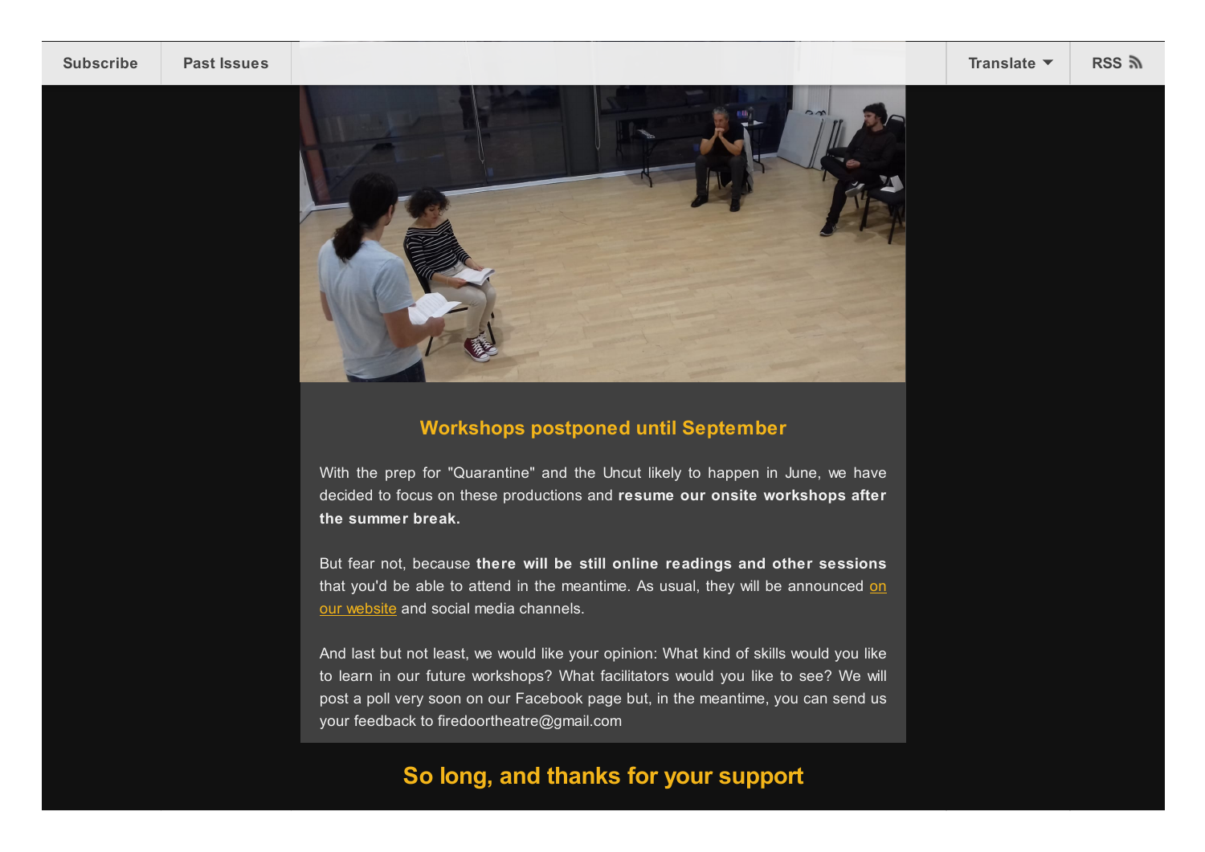Subscribe | Past Issues | Translate | RSS

## Workshops postponed until September

With the prep for "Quarantine" and the Uncut likely to happen in June, we have decided to focus on these productions and **resume our onsite workshops after the summer break.**

But fear not, because **there will be still online readings and other sessions** that you'd be able to attend in the meantime. As usual, they will be announced on our website and social media channels.

And last but not least, we would like your opinion: What kind of skills would you like to learn in our future workshops? What facilitators would you like to see? We will post a poll very soon on our Facebook page but, in the meantime, you can send us your feedback to firedoortheatre@gmail.com

## So long, and thanks for your support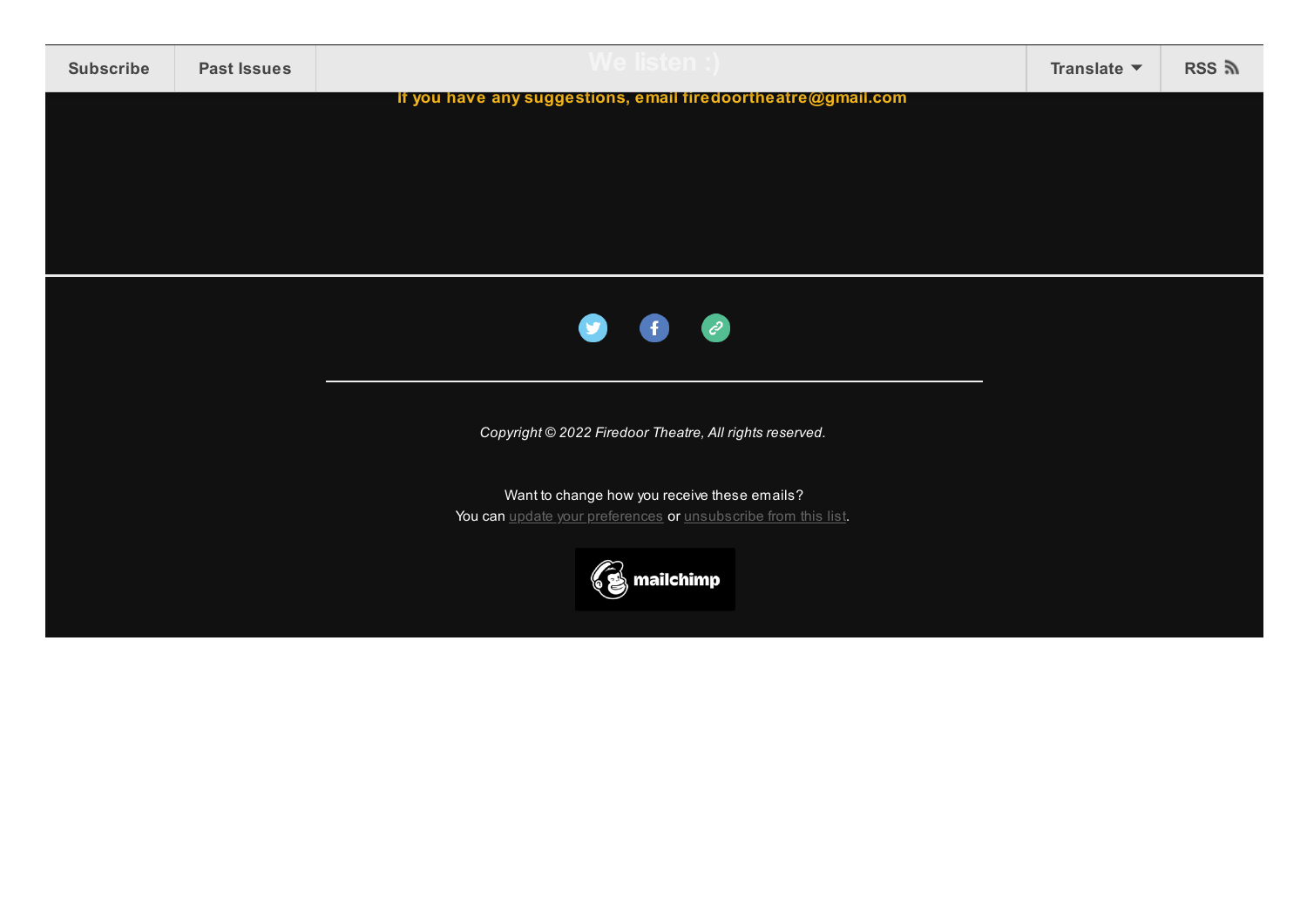Subscribe | Past Issues | Translate | RSS

## We listen :)

**If you have any suggestions, email firedoortheatre@gmail.com**

*Copyright © 2022 Firedoor Theatre, All rights reserved.*

Want to change how you receive these emails?
You can update your preferences or unsubscribe from this list.

mailchimp